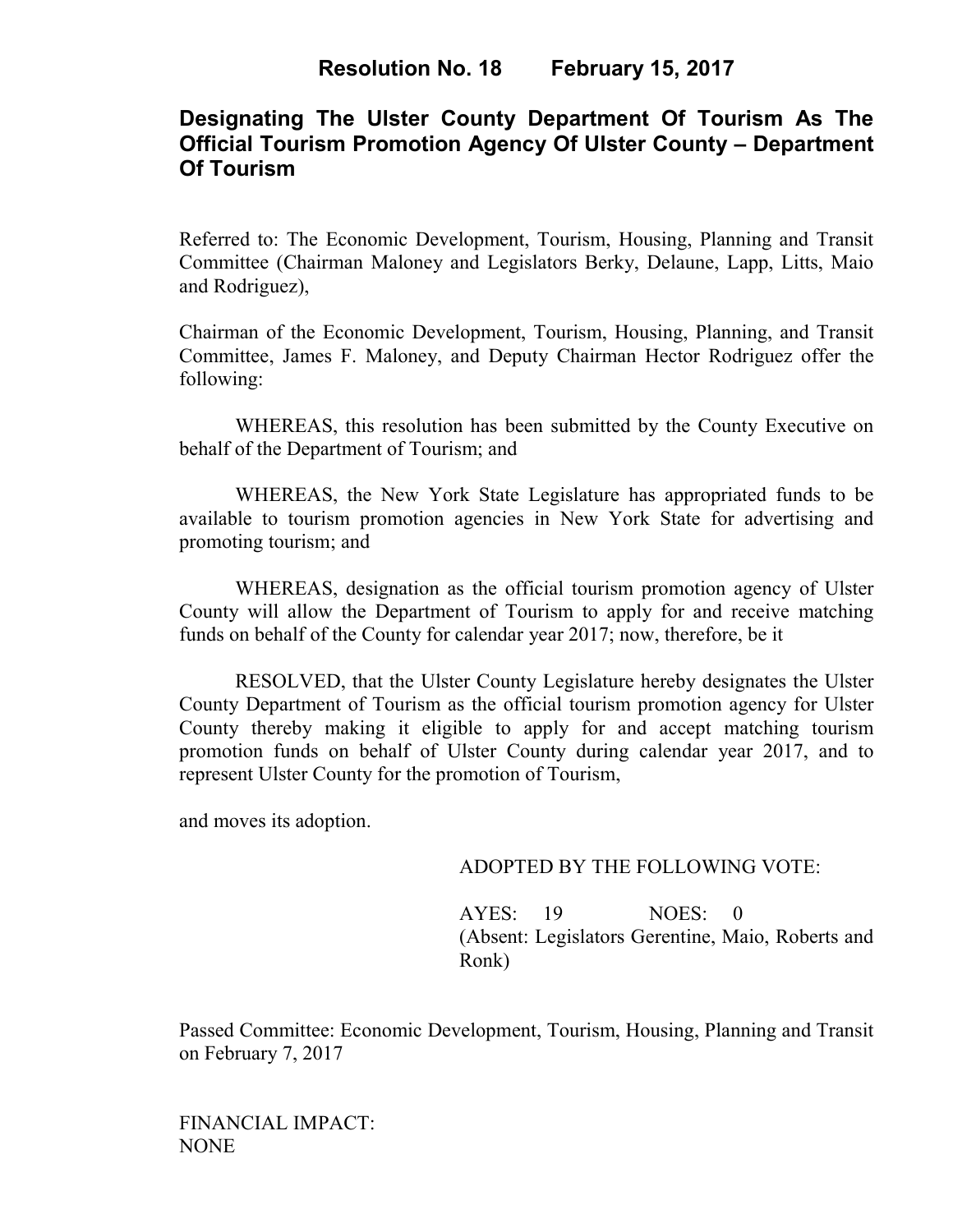# Resolution No. 18 February 15, 2017

## Designating The Ulster County Department Of Tourism As The Official Tourism Promotion Agency Of Ulster County – Department Of Tourism

Referred to: The Economic Development, Tourism, Housing, Planning and Transit Committee (Chairman Maloney and Legislators Berky, Delaune, Lapp, Litts, Maio and Rodriguez),

Chairman of the Economic Development, Tourism, Housing, Planning, and Transit Committee, James F. Maloney, and Deputy Chairman Hector Rodriguez offer the following:

WHEREAS, this resolution has been submitted by the County Executive on behalf of the Department of Tourism; and

WHEREAS, the New York State Legislature has appropriated funds to be available to tourism promotion agencies in New York State for advertising and promoting tourism; and

WHEREAS, designation as the official tourism promotion agency of Ulster County will allow the Department of Tourism to apply for and receive matching funds on behalf of the County for calendar year 2017; now, therefore, be it

RESOLVED, that the Ulster County Legislature hereby designates the Ulster County Department of Tourism as the official tourism promotion agency for Ulster County thereby making it eligible to apply for and accept matching tourism promotion funds on behalf of Ulster County during calendar year 2017, and to represent Ulster County for the promotion of Tourism,

and moves its adoption.

ADOPTED BY THE FOLLOWING VOTE:

AYES: 19 NOES: 0
(Absent: Legislators Gerentine, Maio, Roberts and Ronk)

Passed Committee: Economic Development, Tourism, Housing, Planning and Transit on February 7, 2017

FINANCIAL IMPACT:
NONE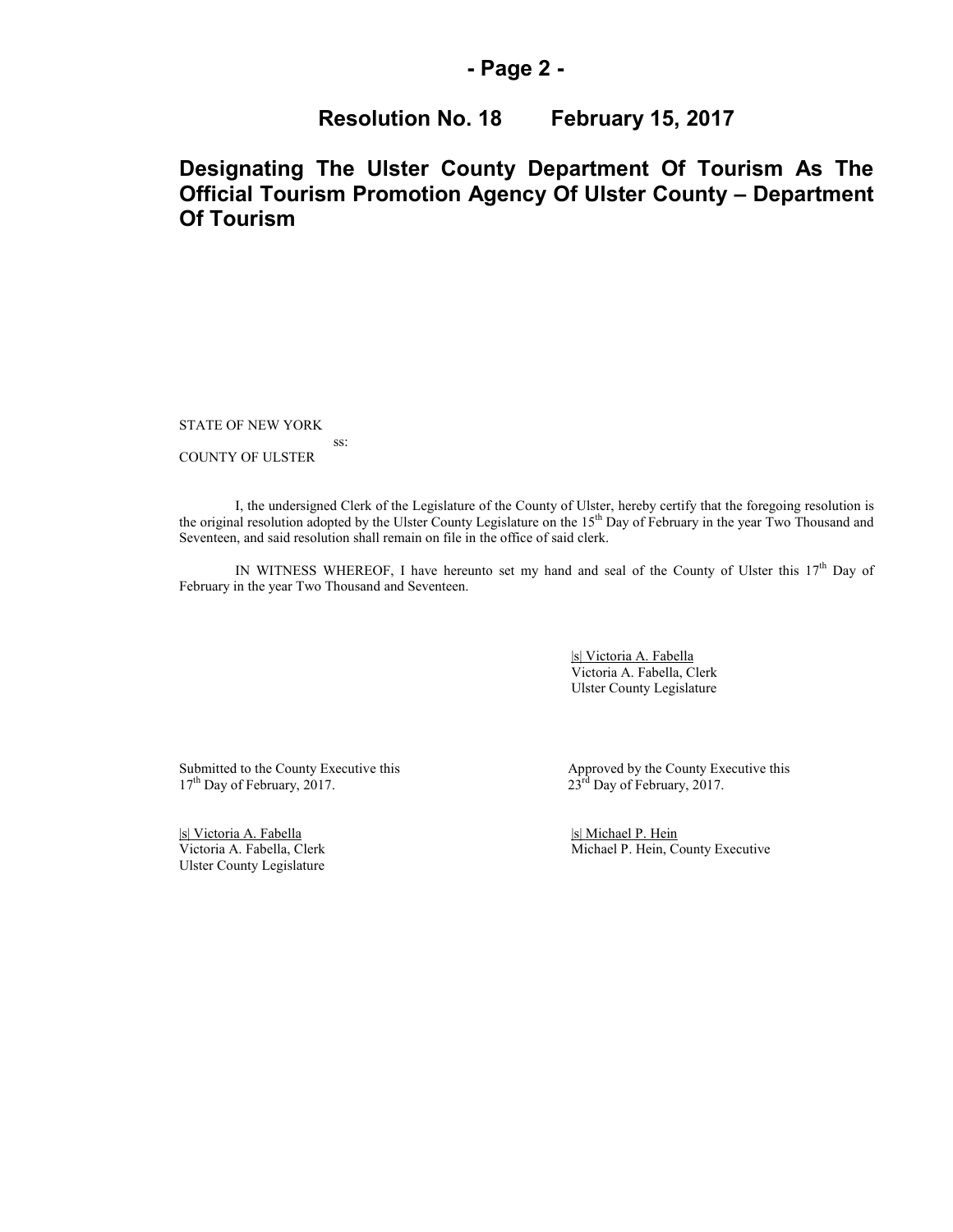## Resolution No. 18 February 15, 2017

## Designating The Ulster County Department Of Tourism As The Official Tourism Promotion Agency Of Ulster County – Department Of Tourism

STATE OF NEW YORK
ss:
COUNTY OF ULSTER

I, the undersigned Clerk of the Legislature of the County of Ulster, hereby certify that the foregoing resolution is the original resolution adopted by the Ulster County Legislature on the 15th Day of February in the year Two Thousand and Seventeen, and said resolution shall remain on file in the office of said clerk.

IN WITNESS WHEREOF, I have hereunto set my hand and seal of the County of Ulster this 17th Day of February in the year Two Thousand and Seventeen.

|s| Victoria A. Fabella
Victoria A. Fabella, Clerk
Ulster County Legislature

Submitted to the County Executive this 17th Day of February, 2017.

|s| Victoria A. Fabella
Victoria A. Fabella, Clerk
Ulster County Legislature

Approved by the County Executive this 23rd Day of February, 2017.

|s| Michael P. Hein
Michael P. Hein, County Executive